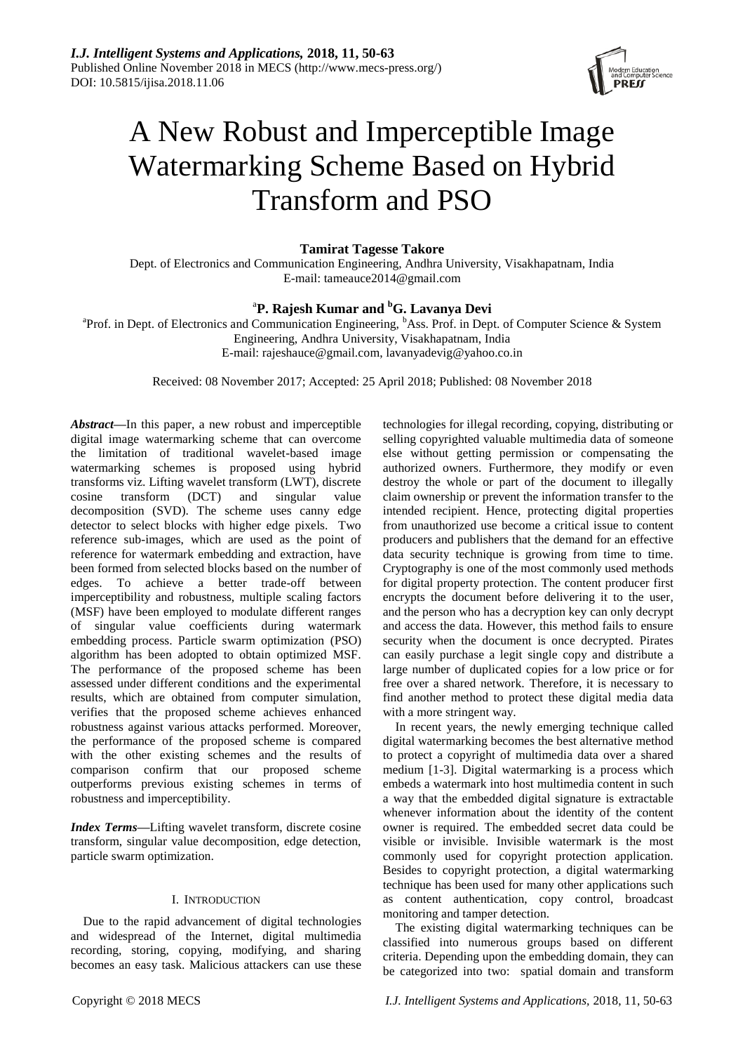# A New Robust and Imperceptible Image Watermarking Scheme Based on Hybrid Transform and PSO

**Tamirat Tagesse Takore**

Dept. of Electronics and Communication Engineering, Andhra University, Visakhapatnam, India
E-mail: tameauce2014@gmail.com

[a]**P. Rajesh Kumar and** [b]**G. Lavanya Devi**

[a]Prof. in Dept. of Electronics and Communication Engineering, [b]Ass. Prof. in Dept. of Computer Science & System Engineering, Andhra University, Visakhapatnam, India
E-mail: rajeshauce@gmail.com, lavanyadevig@yahoo.co.in

Received: 08 November 2017; Accepted: 25 April 2018; Published: 08 November 2018

***Abstract*****—**In this paper, a new robust and imperceptible digital image watermarking scheme that can overcome the limitation of traditional wavelet-based image watermarking schemes is proposed using hybrid transforms viz. Lifting wavelet transform (LWT), discrete cosine transform (DCT) and singular value decomposition (SVD). The scheme uses canny edge detector to select blocks with higher edge pixels. Two reference sub-images, which are used as the point of reference for watermark embedding and extraction, have been formed from selected blocks based on the number of edges. To achieve a better trade-off between imperceptibility and robustness, multiple scaling factors (MSF) have been employed to modulate different ranges of singular value coefficients during watermark embedding process. Particle swarm optimization (PSO) algorithm has been adopted to obtain optimized MSF. The performance of the proposed scheme has been assessed under different conditions and the experimental results, which are obtained from computer simulation, verifies that the proposed scheme achieves enhanced robustness against various attacks performed. Moreover, the performance of the proposed scheme is compared with the other existing schemes and the results of comparison confirm that our proposed scheme outperforms previous existing schemes in terms of robustness and imperceptibility.

***Index Terms*****—**Lifting wavelet transform, discrete cosine transform, singular value decomposition, edge detection, particle swarm optimization.

## I. Introduction

Due to the rapid advancement of digital technologies and widespread of the Internet, digital multimedia recording, storing, copying, modifying, and sharing becomes an easy task. Malicious attackers can use these technologies for illegal recording, copying, distributing or selling copyrighted valuable multimedia data of someone else without getting permission or compensating the authorized owners. Furthermore, they modify or even destroy the whole or part of the document to illegally claim ownership or prevent the information transfer to the intended recipient. Hence, protecting digital properties from unauthorized use become a critical issue to content producers and publishers that the demand for an effective data security technique is growing from time to time. Cryptography is one of the most commonly used methods for digital property protection. The content producer first encrypts the document before delivering it to the user, and the person who has a decryption key can only decrypt and access the data. However, this method fails to ensure security when the document is once decrypted. Pirates can easily purchase a legit single copy and distribute a large number of duplicated copies for a low price or for free over a shared network. Therefore, it is necessary to find another method to protect these digital media data with a more stringent way.

In recent years, the newly emerging technique called digital watermarking becomes the best alternative method to protect a copyright of multimedia data over a shared medium [1-3]. Digital watermarking is a process which embeds a watermark into host multimedia content in such a way that the embedded digital signature is extractable whenever information about the identity of the content owner is required. The embedded secret data could be visible or invisible. Invisible watermark is the most commonly used for copyright protection application. Besides to copyright protection, a digital watermarking technique has been used for many other applications such as content authentication, copy control, broadcast monitoring and tamper detection.

The existing digital watermarking techniques can be classified into numerous groups based on different criteria. Depending upon the embedding domain, they can be categorized into two: spatial domain and transform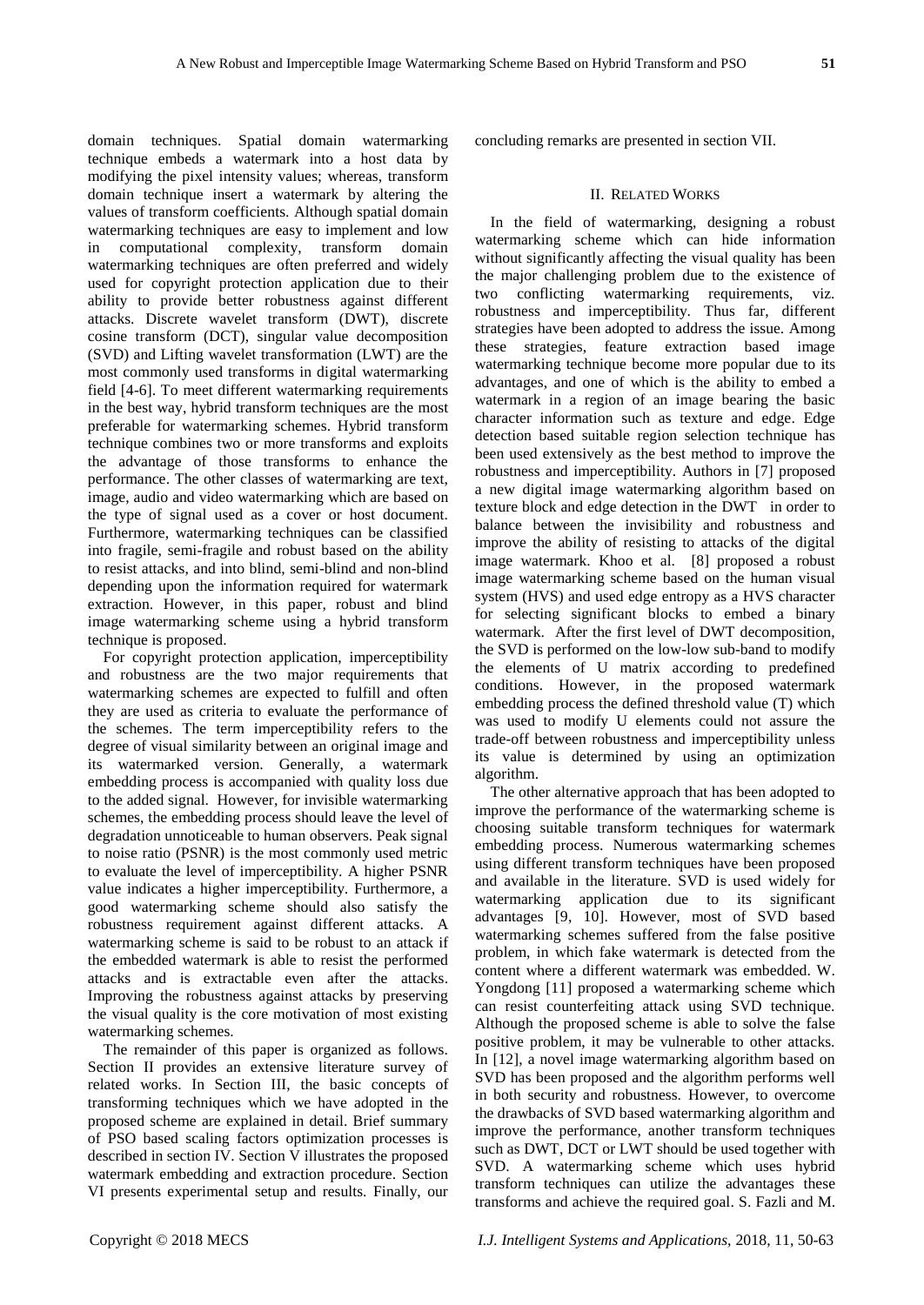domain techniques. Spatial domain watermarking technique embeds a watermark into a host data by modifying the pixel intensity values; whereas, transform domain technique insert a watermark by altering the values of transform coefficients. Although spatial domain watermarking techniques are easy to implement and low in computational complexity, transform domain watermarking techniques are often preferred and widely used for copyright protection application due to their ability to provide better robustness against different attacks. Discrete wavelet transform (DWT), discrete cosine transform (DCT), singular value decomposition (SVD) and Lifting wavelet transformation (LWT) are the most commonly used transforms in digital watermarking field [4-6]. To meet different watermarking requirements in the best way, hybrid transform techniques are the most preferable for watermarking schemes. Hybrid transform technique combines two or more transforms and exploits the advantage of those transforms to enhance the performance. The other classes of watermarking are text, image, audio and video watermarking which are based on the type of signal used as a cover or host document. Furthermore, watermarking techniques can be classified into fragile, semi-fragile and robust based on the ability to resist attacks, and into blind, semi-blind and non-blind depending upon the information required for watermark extraction. However, in this paper, robust and blind image watermarking scheme using a hybrid transform technique is proposed.

For copyright protection application, imperceptibility and robustness are the two major requirements that watermarking schemes are expected to fulfill and often they are used as criteria to evaluate the performance of the schemes. The term imperceptibility refers to the degree of visual similarity between an original image and its watermarked version. Generally, a watermark embedding process is accompanied with quality loss due to the added signal. However, for invisible watermarking schemes, the embedding process should leave the level of degradation unnoticeable to human observers. Peak signal to noise ratio (PSNR) is the most commonly used metric to evaluate the level of imperceptibility. A higher PSNR value indicates a higher imperceptibility. Furthermore, a good watermarking scheme should also satisfy the robustness requirement against different attacks. A watermarking scheme is said to be robust to an attack if the embedded watermark is able to resist the performed attacks and is extractable even after the attacks. Improving the robustness against attacks by preserving the visual quality is the core motivation of most existing watermarking schemes.

The remainder of this paper is organized as follows. Section II provides an extensive literature survey of related works. In Section III, the basic concepts of transforming techniques which we have adopted in the proposed scheme are explained in detail. Brief summary of PSO based scaling factors optimization processes is described in section IV. Section V illustrates the proposed watermark embedding and extraction procedure. Section VI presents experimental setup and results. Finally, our concluding remarks are presented in section VII.

## II. Related Works

In the field of watermarking, designing a robust watermarking scheme which can hide information without significantly affecting the visual quality has been the major challenging problem due to the existence of two conflicting watermarking requirements, viz. robustness and imperceptibility. Thus far, different strategies have been adopted to address the issue. Among these strategies, feature extraction based image watermarking technique become more popular due to its advantages, and one of which is the ability to embed a watermark in a region of an image bearing the basic character information such as texture and edge. Edge detection based suitable region selection technique has been used extensively as the best method to improve the robustness and imperceptibility. Authors in [7] proposed a new digital image watermarking algorithm based on texture block and edge detection in the DWT in order to balance between the invisibility and robustness and improve the ability of resisting to attacks of the digital image watermark. Khoo et al. [8] proposed a robust image watermarking scheme based on the human visual system (HVS) and used edge entropy as a HVS character for selecting significant blocks to embed a binary watermark. After the first level of DWT decomposition, the SVD is performed on the low-low sub-band to modify the elements of U matrix according to predefined conditions. However, in the proposed watermark embedding process the defined threshold value (T) which was used to modify U elements could not assure the trade-off between robustness and imperceptibility unless its value is determined by using an optimization algorithm.

The other alternative approach that has been adopted to improve the performance of the watermarking scheme is choosing suitable transform techniques for watermark embedding process. Numerous watermarking schemes using different transform techniques have been proposed and available in the literature. SVD is used widely for watermarking application due to its significant advantages [9, 10]. However, most of SVD based watermarking schemes suffered from the false positive problem, in which fake watermark is detected from the content where a different watermark was embedded. W. Yongdong [11] proposed a watermarking scheme which can resist counterfeiting attack using SVD technique. Although the proposed scheme is able to solve the false positive problem, it may be vulnerable to other attacks. In [12], a novel image watermarking algorithm based on SVD has been proposed and the algorithm performs well in both security and robustness. However, to overcome the drawbacks of SVD based watermarking algorithm and improve the performance, another transform techniques such as DWT, DCT or LWT should be used together with SVD. A watermarking scheme which uses hybrid transform techniques can utilize the advantages these transforms and achieve the required goal. S. Fazli and M.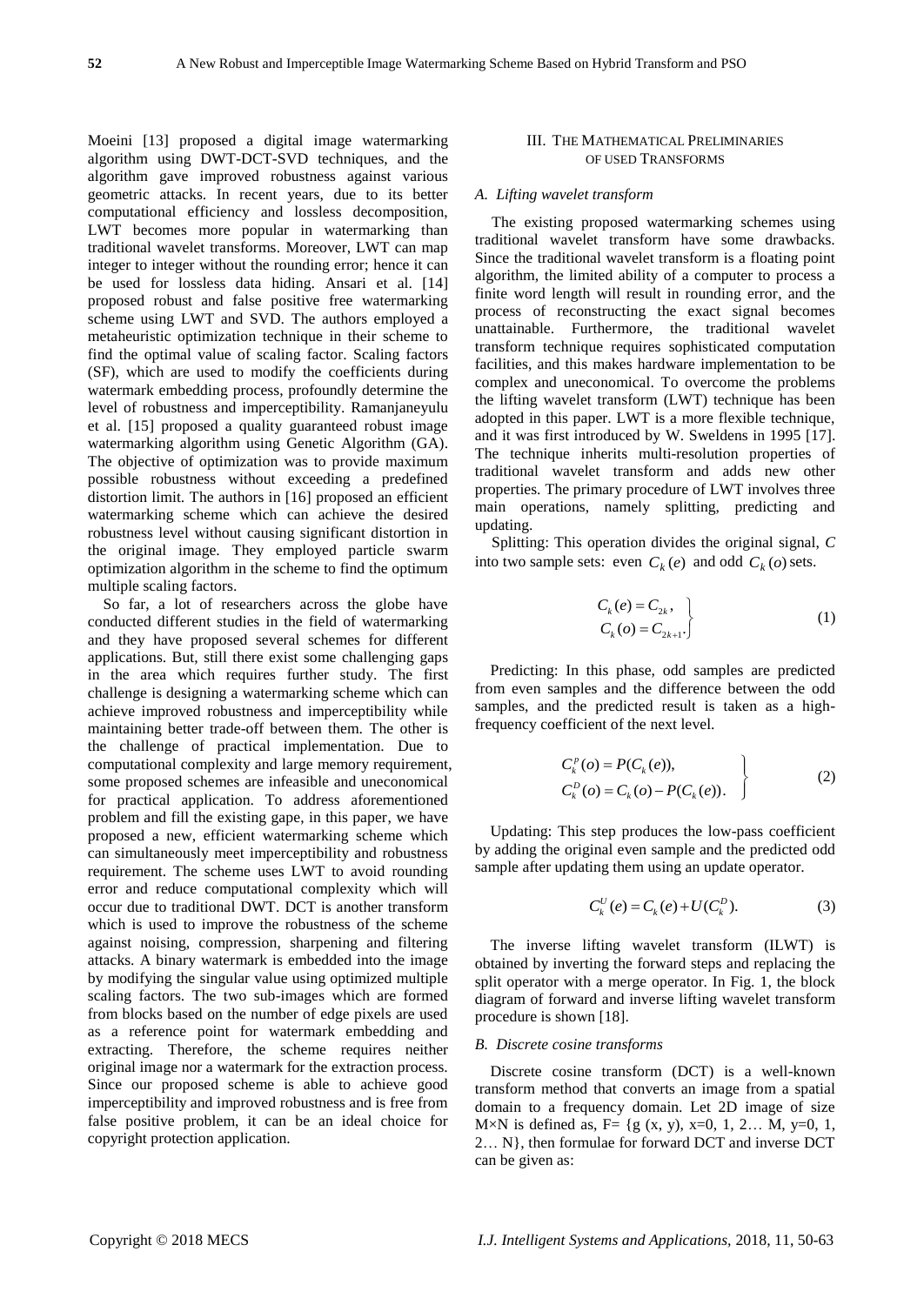Moeini [13] proposed a digital image watermarking algorithm using DWT-DCT-SVD techniques, and the algorithm gave improved robustness against various geometric attacks. In recent years, due to its better computational efficiency and lossless decomposition, LWT becomes more popular in watermarking than traditional wavelet transforms. Moreover, LWT can map integer to integer without the rounding error; hence it can be used for lossless data hiding. Ansari et al. [14] proposed robust and false positive free watermarking scheme using LWT and SVD. The authors employed a metaheuristic optimization technique in their scheme to find the optimal value of scaling factor. Scaling factors (SF), which are used to modify the coefficients during watermark embedding process, profoundly determine the level of robustness and imperceptibility. Ramanjaneyulu et al. [15] proposed a quality guaranteed robust image watermarking algorithm using Genetic Algorithm (GA). The objective of optimization was to provide maximum possible robustness without exceeding a predefined distortion limit. The authors in [16] proposed an efficient watermarking scheme which can achieve the desired robustness level without causing significant distortion in the original image. They employed particle swarm optimization algorithm in the scheme to find the optimum multiple scaling factors.

So far, a lot of researchers across the globe have conducted different studies in the field of watermarking and they have proposed several schemes for different applications. But, still there exist some challenging gaps in the area which requires further study. The first challenge is designing a watermarking scheme which can achieve improved robustness and imperceptibility while maintaining better trade-off between them. The other is the challenge of practical implementation. Due to computational complexity and large memory requirement, some proposed schemes are infeasible and uneconomical for practical application. To address aforementioned problem and fill the existing gape, in this paper, we have proposed a new, efficient watermarking scheme which can simultaneously meet imperceptibility and robustness requirement. The scheme uses LWT to avoid rounding error and reduce computational complexity which will occur due to traditional DWT. DCT is another transform which is used to improve the robustness of the scheme against noising, compression, sharpening and filtering attacks. A binary watermark is embedded into the image by modifying the singular value using optimized multiple scaling factors. The two sub-images which are formed from blocks based on the number of edge pixels are used as a reference point for watermark embedding and extracting. Therefore, the scheme requires neither original image nor a watermark for the extraction process. Since our proposed scheme is able to achieve good imperceptibility and improved robustness and is free from false positive problem, it can be an ideal choice for copyright protection application.

## III. THE MATHEMATICAL PRELIMINARIES OF USED TRANSFORMS

### A. Lifting wavelet transform

The existing proposed watermarking schemes using traditional wavelet transform have some drawbacks. Since the traditional wavelet transform is a floating point algorithm, the limited ability of a computer to process a finite word length will result in rounding error, and the process of reconstructing the exact signal becomes unattainable. Furthermore, the traditional wavelet transform technique requires sophisticated computation facilities, and this makes hardware implementation to be complex and uneconomical. To overcome the problems the lifting wavelet transform (LWT) technique has been adopted in this paper. LWT is a more flexible technique, and it was first introduced by W. Sweldens in 1995 [17]. The technique inherits multi-resolution properties of traditional wavelet transform and adds new other properties. The primary procedure of LWT involves three main operations, namely splitting, predicting and updating.

Splitting: This operation divides the original signal, $C$ into two sample sets: even $C_k(e)$ and odd $C_k(o)$ sets.

$$\left.\begin{aligned} C_k(e) &= C_{2k}, \\ C_k(o) &= C_{2k+1}. \end{aligned}\right\} \tag{1}$$

Predicting: In this phase, odd samples are predicted from even samples and the difference between the odd samples, and the predicted result is taken as a high-frequency coefficient of the next level.

$$\left.\begin{aligned} C_k^P(o) &= P(C_k(e)), \\ C_k^D(o) &= C_k(o) - P(C_k(e)). \end{aligned}\right\} \tag{2}$$

Updating: This step produces the low-pass coefficient by adding the original even sample and the predicted odd sample after updating them using an update operator.

$$C_k^U(e) = C_k(e) + U(C_k^D). \tag{3}$$

The inverse lifting wavelet transform (ILWT) is obtained by inverting the forward steps and replacing the split operator with a merge operator. In Fig. 1, the block diagram of forward and inverse lifting wavelet transform procedure is shown [18].

### B. Discrete cosine transforms

Discrete cosine transform (DCT) is a well-known transform method that converts an image from a spatial domain to a frequency domain. Let 2D image of size M×N is defined as, F= {g (x, y), x=0, 1, 2… M, y=0, 1, 2… N}, then formulae for forward DCT and inverse DCT can be given as: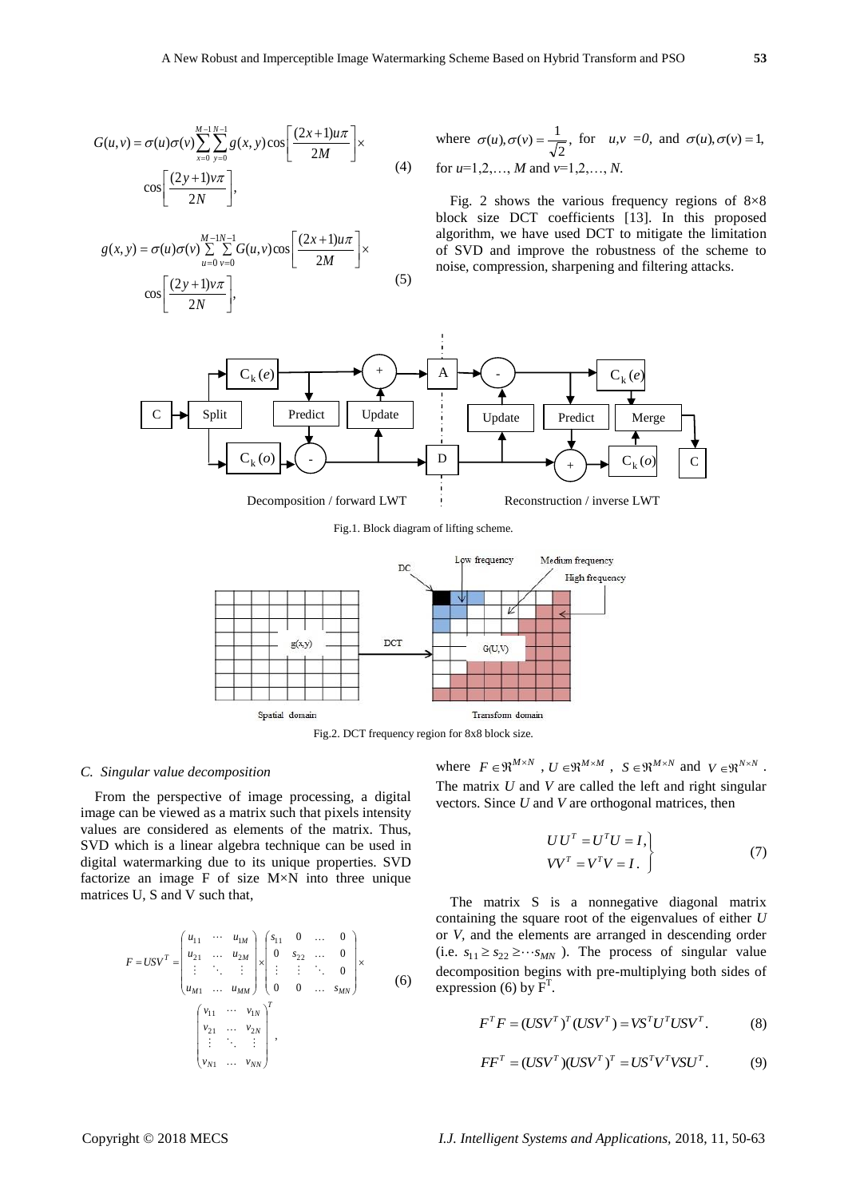$$G(u,v) = \sigma(u)\sigma(v)\sum_{x=0}^{M-1}\sum_{y=0}^{N-1} g(x,y)\cos\left[\frac{(2x+1)u\pi}{2M}\right]\times \cos\left[\frac{(2y+1)v\pi}{2N}\right], \quad (4)$$

$$g(x,y) = \sigma(u)\sigma(v)\sum_{u=0}^{M-1}\sum_{v=0}^{N-1} G(u,v)\cos\left[\frac{(2x+1)u\pi}{2M}\right]\times \cos\left[\frac{(2y+1)v\pi}{2N}\right], \quad (5)$$

where $\sigma(u),\sigma(v) = \frac{1}{\sqrt{2}}$, for $u,v = 0$, and $\sigma(u),\sigma(v) = 1$, for $u$=1,2,…, $M$ and $v$=1,2,…, $N$.

Fig. 2 shows the various frequency regions of 8×8 block size DCT coefficients [13]. In this proposed algorithm, we have used DCT to mitigate the limitation of SVD and improve the robustness of the scheme to noise, compression, sharpening and filtering attacks.

Fig.1. Block diagram of lifting scheme.

Fig.2. DCT frequency region for 8x8 block size.

### C. Singular value decomposition

From the perspective of image processing, a digital image can be viewed as a matrix such that pixels intensity values are considered as elements of the matrix. Thus, SVD which is a linear algebra technique can be used in digital watermarking due to its unique properties. SVD factorize an image F of size M×N into three unique matrices U, S and V such that,

$$F = USV^T = \begin{pmatrix} u_{11} & \cdots & u_{1M} \\ u_{21} & \cdots & u_{2M} \\ \vdots & \ddots & \vdots \\ u_{M1} & \cdots & u_{MM} \end{pmatrix} \times \begin{pmatrix} s_{11} & 0 & \cdots & 0 \\ 0 & s_{22} & \cdots & 0 \\ \vdots & \vdots & \ddots & 0 \\ 0 & 0 & \cdots & s_{MN} \end{pmatrix} \times \begin{pmatrix} v_{11} & \cdots & v_{1N} \\ v_{21} & \cdots & v_{2N} \\ \vdots & \ddots & \vdots \\ v_{N1} & \cdots & v_{NN} \end{pmatrix}^T, \quad (6)$$

where $F \in \Re^{M\times N}$, $U \in \Re^{M\times M}$, $S \in \Re^{M\times N}$ and $V \in \Re^{N\times N}$. The matrix $U$ and $V$ are called the left and right singular vectors. Since $U$ and $V$ are orthogonal matrices, then

$$\left.\begin{aligned} UU^T = U^TU = I, \\ VV^T = V^TV = I. \end{aligned}\right\} \quad (7)$$

The matrix S is a nonnegative diagonal matrix containing the square root of the eigenvalues of either $U$ or $V$, and the elements are arranged in descending order (i.e. $s_{11} \geq s_{22} \geq \cdots s_{MN}$ ). The process of singular value decomposition begins with pre-multiplying both sides of expression (6) by $F^T$.

$$F^TF = (USV^T)^T(USV^T) = VS^TU^TUSV^T. \quad (8)$$

$$FF^T = (USV^T)(USV^T)^T = US^TV^TVSU^T. \quad (9)$$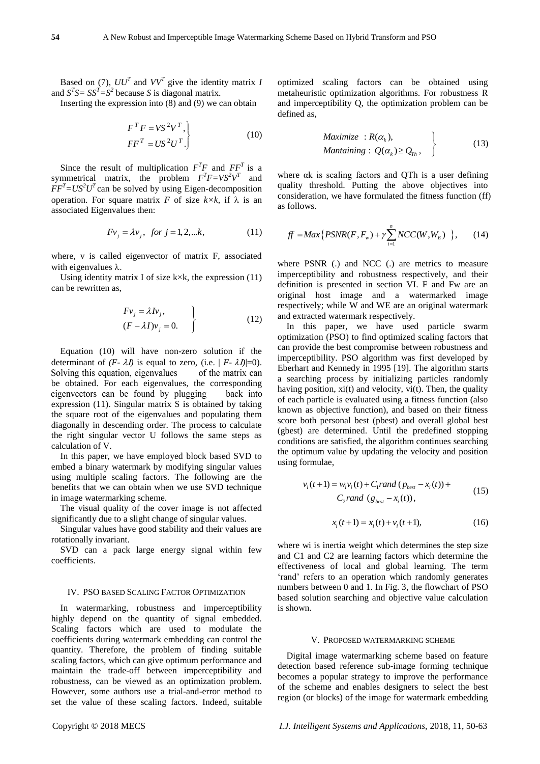Based on (7), $UU^T$ and $VV^T$ give the identity matrix $I$ and $S^TS= SS^T=S^2$ because $S$ is diagonal matrix.

Inserting the expression into (8) and (9) we can obtain

$$\left.\begin{aligned} F^T F &= VS^2V^T, \\ FF^T &= US^2U^T. \end{aligned}\right\} \tag{10}$$

Since the result of multiplication $F^TF$ and $FF^T$ is a symmetrical matrix, the problem $F^TF=VS^2V^T$ and $FF^T=US^2U^T$ can be solved by using Eigen-decomposition operation. For square matrix $F$ of size $k\times k$, if $\lambda$ is an associated Eigenvalues then:

$$Fv_j = \lambda v_j, \quad for\ j = 1,2,...k, \tag{11}$$

where, v is called eigenvector of matrix F, associated with eigenvalues $\lambda$.

Using identity matrix I of size k×k, the expression (11) can be rewritten as,

$$\left.\begin{aligned} Fv_j &= \lambda I v_j, \\ (F-\lambda I)v_j &= 0. \end{aligned}\right\} \tag{12}$$

Equation (10) will have non-zero solution if the determinant of $(F- \lambda I)$ is equal to zero, (i.e. $|F- \lambda I|=0$). Solving this equation, eigenvalues of the matrix can be obtained. For each eigenvalues, the corresponding eigenvectors can be found by plugging back into expression (11). Singular matrix S is obtained by taking the square root of the eigenvalues and populating them diagonally in descending order. The process to calculate the right singular vector U follows the same steps as calculation of V.

In this paper, we have employed block based SVD to embed a binary watermark by modifying singular values using multiple scaling factors. The following are the benefits that we can obtain when we use SVD technique in image watermarking scheme.

The visual quality of the cover image is not affected significantly due to a slight change of singular values.

Singular values have good stability and their values are rotationally invariant.

SVD can a pack large energy signal within few coefficients.

## IV. PSO Based Scaling Factor Optimization

In watermarking, robustness and imperceptibility highly depend on the quantity of signal embedded. Scaling factors which are used to modulate the coefficients during watermark embedding can control the quantity. Therefore, the problem of finding suitable scaling factors, which can give optimum performance and maintain the trade-off between imperceptibility and robustness, can be viewed as an optimization problem. However, some authors use a trial-and-error method to set the value of these scaling factors. Indeed, suitable optimized scaling factors can be obtained using metaheuristic optimization algorithms. For robustness R and imperceptibility Q, the optimization problem can be defined as,

$$\left.\begin{aligned} &Maximize\ : R(\alpha_k), \\ &Mantaining : Q(\alpha_k) \geq Q_{Th}, \end{aligned}\right\} \tag{13}$$

where αk is scaling factors and QTh is a user defining quality threshold. Putting the above objectives into consideration, we have formulated the fitness function (ff) as follows.

$$ff = Max\left\{PSNR(F,F_w) + \gamma\sum_{i=1}^{n} NCC(W,W_E)\ \right\}, \tag{14}$$

where PSNR (.) and NCC (.) are metrics to measure imperceptibility and robustness respectively, and their definition is presented in section VI. F and Fw are an original host image and a watermarked image respectively; while W and WE are an original watermark and extracted watermark respectively.

In this paper, we have used particle swarm optimization (PSO) to find optimized scaling factors that can provide the best compromise between robustness and imperceptibility. PSO algorithm was first developed by Eberhart and Kennedy in 1995 [19]. The algorithm starts a searching process by initializing particles randomly having position, xi(t) and velocity, vi(t). Then, the quality of each particle is evaluated using a fitness function (also known as objective function), and based on their fitness score both personal best (pbest) and overall global best (gbest) are determined. Until the predefined stopping conditions are satisfied, the algorithm continues searching the optimum value by updating the velocity and position using formulae,

$$\begin{aligned} v_i(t+1) = w_i v_i(t) + C_1 rand\ (p_{best} - x_i(t)) + \\ C_2 rand\ \ (g_{best} - x_i(t)), \end{aligned} \tag{15}$$

$$x_i(t+1) = x_i(t) + v_i(t+1), \tag{16}$$

where wi is inertia weight which determines the step size and C1 and C2 are learning factors which determine the effectiveness of local and global learning. The term 'rand' refers to an operation which randomly generates numbers between 0 and 1. In Fig. 3, the flowchart of PSO based solution searching and objective value calculation is shown.

## V. Proposed Watermarking Scheme

Digital image watermarking scheme based on feature detection based reference sub-image forming technique becomes a popular strategy to improve the performance of the scheme and enables designers to select the best region (or blocks) of the image for watermark embedding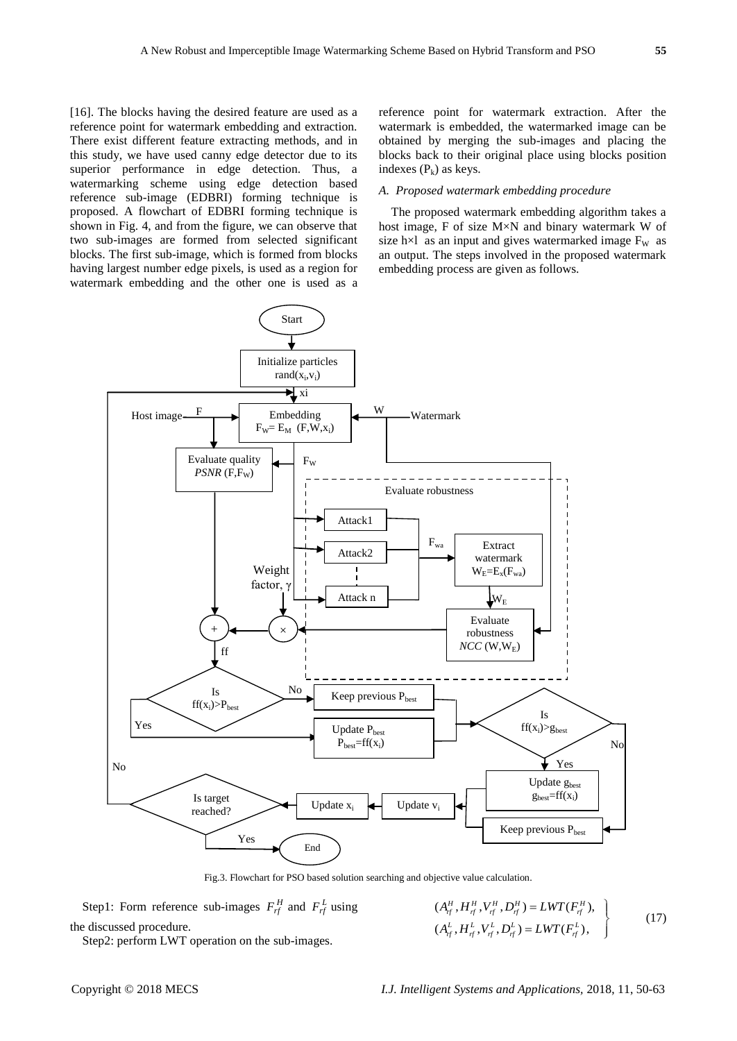[16]. The blocks having the desired feature are used as a reference point for watermark embedding and extraction. There exist different feature extracting methods, and in this study, we have used canny edge detector due to its superior performance in edge detection. Thus, a watermarking scheme using edge detection based reference sub-image (EDBRI) forming technique is proposed. A flowchart of EDBRI forming technique is shown in Fig. 4, and from the figure, we can observe that two sub-images are formed from selected significant blocks. The first sub-image, which is formed from blocks having largest number edge pixels, is used as a region for watermark embedding and the other one is used as a reference point for watermark extraction. After the watermark is embedded, the watermarked image can be obtained by merging the sub-images and placing the blocks back to their original place using blocks position indexes ($P_k$) as keys.

### *A. Proposed watermark embedding procedure*

The proposed watermark embedding algorithm takes a host image, F of size M×N and binary watermark W of size h×l as an input and gives watermarked image $F_W$ as an output. The steps involved in the proposed watermark embedding process are given as follows.

Fig.3. Flowchart for PSO based solution searching and objective value calculation.

Step1: Form reference sub-images $F_{rf}^{H}$ and $F_{rf}^{L}$ using the discussed procedure.

Step2: perform LWT operation on the sub-images.

$$
\left.\begin{aligned}
(A_{rf}^{H}, H_{rf}^{H}, V_{rf}^{H}, D_{rf}^{H}) &= LWT(F_{rf}^{H}), \\
(A_{rf}^{L}, H_{rf}^{L}, V_{rf}^{L}, D_{rf}^{L}) &= LWT(F_{rf}^{L}),
\end{aligned}\right\} \tag{17}
$$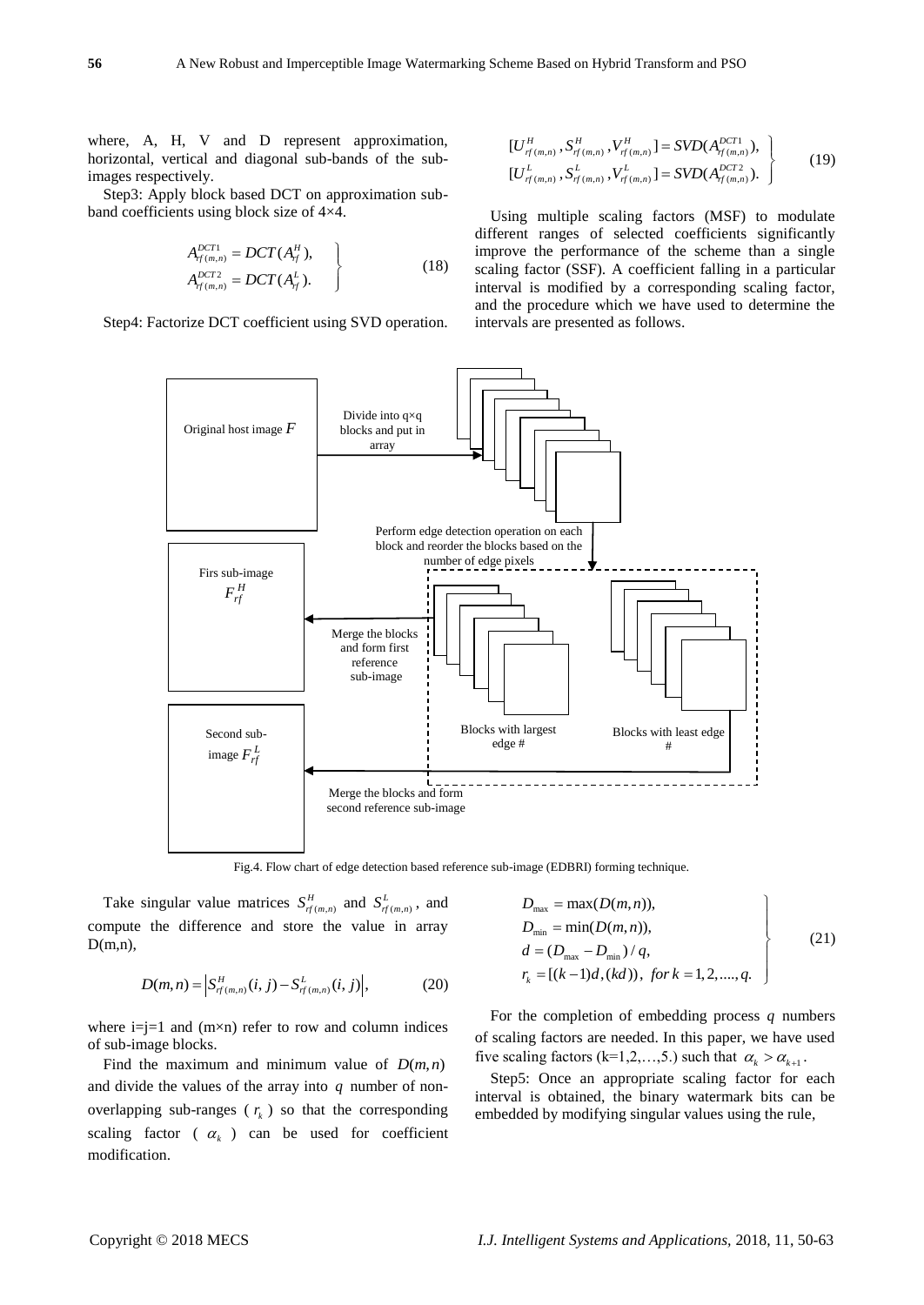where, A, H, V and D represent approximation, horizontal, vertical and diagonal sub-bands of the sub-images respectively.

Step3: Apply block based DCT on approximation sub-band coefficients using block size of 4×4.

$$\left.\begin{aligned} A^{DCT1}_{rf(m,n)} &= DCT(A^H_{rf}), \\ A^{DCT2}_{rf(m,n)} &= DCT(A^L_{rf}). \end{aligned}\right\} \tag{18}$$

Step4: Factorize DCT coefficient using SVD operation.

$$\left.\begin{aligned} [U^H_{rf(m,n)}, S^H_{rf(m,n)}, V^H_{rf(m,n)}] &= SVD(A^{DCT1}_{rf(m,n)}), \\ [U^L_{rf(m,n)}, S^L_{rf(m,n)}, V^L_{rf(m,n)}] &= SVD(A^{DCT2}_{rf(m,n)}). \end{aligned}\right\} \tag{19}$$

Using multiple scaling factors (MSF) to modulate different ranges of selected coefficients significantly improve the performance of the scheme than a single scaling factor (SSF). A coefficient falling in a particular interval is modified by a corresponding scaling factor, and the procedure which we have used to determine the intervals are presented as follows.

Original host image $F$

Divide into q×q blocks and put in array

Perform edge detection operation on each block and reorder the blocks based on the number of edge pixels

Firs sub-image $F^H_{rf}$

Merge the blocks and form first reference sub-image

Blocks with largest edge #

Blocks with least edge #

Second sub-image $F^L_{rf}$

Merge the blocks and form second reference sub-image

Fig.4. Flow chart of edge detection based reference sub-image (EDBRI) forming technique.

Take singular value matrices $S^H_{rf(m,n)}$ and $S^L_{rf(m,n)}$, and compute the difference and store the value in array D(m,n),

$$D(m,n) = \left| S^H_{rf(m,n)}(i,j) - S^L_{rf(m,n)}(i,j) \right|, \tag{20}$$

where i=j=1 and (m×n) refer to row and column indices of sub-image blocks.

Find the maximum and minimum value of $D(m,n)$ and divide the values of the array into $q$ number of non-overlapping sub-ranges ( $r_k$ ) so that the corresponding scaling factor ( $\alpha_k$ ) can be used for coefficient modification.

$$\left.\begin{aligned} D_{\max} &= \max(D(m,n)), \\ D_{\min} &= \min(D(m,n)), \\ d &= (D_{\max} - D_{\min})/q, \\ r_k &= [(k-1)d, (kd)), \ for\ k = 1,2,....,q. \end{aligned}\right\} \tag{21}$$

For the completion of embedding process $q$ numbers of scaling factors are needed. In this paper, we have used five scaling factors (k=1,2,…,5.) such that $\alpha_k > \alpha_{k+1}$.

Step5: Once an appropriate scaling factor for each interval is obtained, the binary watermark bits can be embedded by modifying singular values using the rule,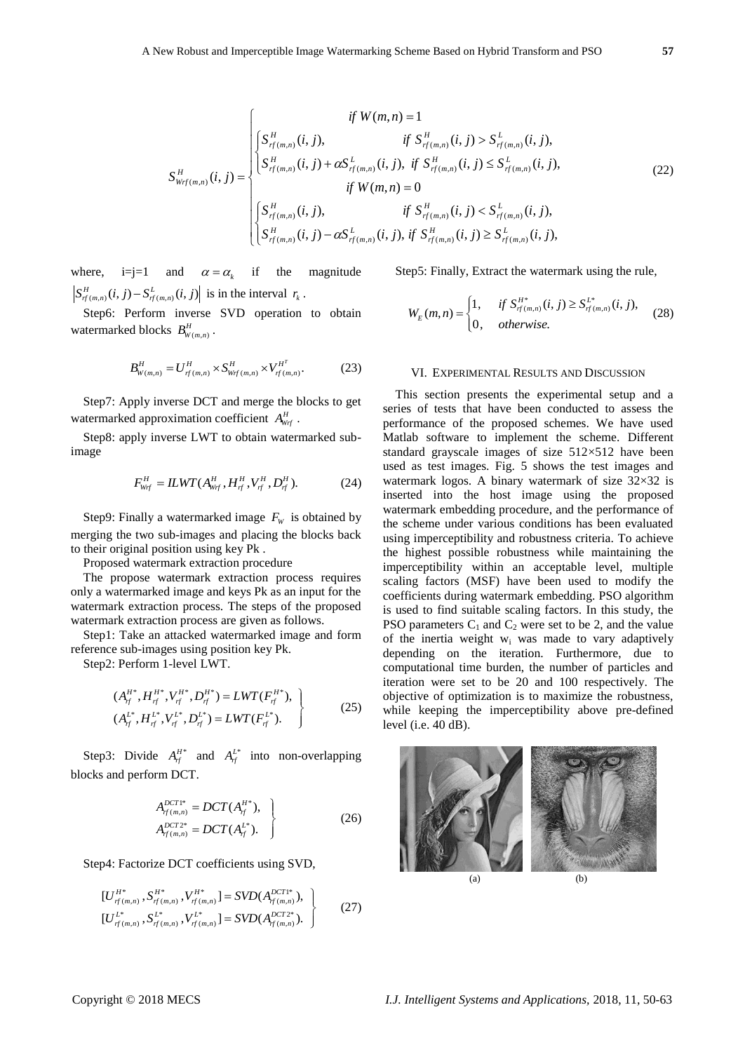$$S^H_{Wrf(m,n)}(i,j)=\begin{cases} \quad\quad\quad\quad if\ W(m,n)=1 \\ \begin{cases} S^H_{rf(m,n)}(i,j), & if\ S^H_{rf(m,n)}(i,j)>S^L_{rf(m,n)}(i,j), \\ S^H_{rf(m,n)}(i,j)+\alpha S^L_{rf(m,n)}(i,j), & if\ S^H_{rf(m,n)}(i,j)\le S^L_{rf(m,n)}(i,j), \end{cases} \\ \quad\quad\quad\quad if\ W(m,n)=0 \\ \begin{cases} S^H_{rf(m,n)}(i,j), & if\ S^H_{rf(m,n)}(i,j)<S^L_{rf(m,n)}(i,j), \\ S^H_{rf(m,n)}(i,j)-\alpha S^L_{rf(m,n)}(i,j), & if\ S^H_{rf(m,n)}(i,j)\ge S^L_{rf(m,n)}(i,j), \end{cases} \end{cases} \tag{22}$$

where, i=j=1 and $\alpha=\alpha_k$ if the magnitude $\left|S^H_{rf(m,n)}(i,j)-S^L_{rf(m,n)}(i,j)\right|$ is in the interval $r_k$.

Step6: Perform inverse SVD operation to obtain watermarked blocks $B^H_{W(m,n)}$.

$$B^H_{W(m,n)}=U^H_{rf(m,n)}\times S^H_{Wrf(m,n)}\times V^{H^T}_{rf(m,n)}. \tag{23}$$

Step7: Apply inverse DCT and merge the blocks to get watermarked approximation coefficient $A^H_{Wrf}$.

Step8: apply inverse LWT to obtain watermarked sub-image

$$F^H_{Wrf}=ILWT(A^H_{Wrf},H^H_{rf},V^H_{rf},D^H_{rf}). \tag{24}$$

Step9: Finally a watermarked image $F_W$ is obtained by merging the two sub-images and placing the blocks back to their original position using key Pk .

Proposed watermark extraction procedure

The propose watermark extraction process requires only a watermarked image and keys Pk as an input for the watermark extraction process. The steps of the proposed watermark extraction process are given as follows.

Step1: Take an attacked watermarked image and form reference sub-images using position key Pk.

Step2: Perform 1-level LWT.

$$\left.\begin{aligned} (A^{H^*}_{rf},H^{H^*}_{rf},V^{H^*}_{rf},D^{H^*}_{rf})&=LWT(F^{H^*}_{rf}), \\ (A^{L^*}_{rf},H^{L^*}_{rf},V^{L^*}_{rf},D^{L^*}_{rf})&=LWT(F^{L^*}_{rf}). \end{aligned}\right\} \tag{25}$$

Step3: Divide $A^{H^*}_{rf}$ and $A^{L^*}_{rf}$ into non-overlapping blocks and perform DCT.

$$\left.\begin{aligned} A^{DCT1*}_{rf(m,n)}&=DCT(A^{H^*}_{rf}), \\ A^{DCT2*}_{rf(m,n)}&=DCT(A^{L^*}_{rf}). \end{aligned}\right\} \tag{26}$$

Step4: Factorize DCT coefficients using SVD,

$$\left.\begin{aligned} [U^{H^*}_{rf(m,n)},S^{H^*}_{rf(m,n)},V^{H^*}_{rf(m,n)}]&=SVD(A^{DCT1*}_{rf(m,n)}), \\ [U^{L^*}_{rf(m,n)},S^{L^*}_{rf(m,n)},V^{L^*}_{rf(m,n)}]&=SVD(A^{DCT2*}_{rf(m,n)}). \end{aligned}\right\} \tag{27}$$

Step5: Finally, Extract the watermark using the rule,

$$W_E(m,n)=\begin{cases} 1, & if\ S^{H^*}_{rf(m,n)}(i,j)\ge S^{L^*}_{rf(m,n)}(i,j), \\ 0, & otherwise. \end{cases} \tag{28}$$

## VI. Experimental Results and Discussion

This section presents the experimental setup and a series of tests that have been conducted to assess the performance of the proposed schemes. We have used Matlab software to implement the scheme. Different standard grayscale images of size 512×512 have been used as test images. Fig. 5 shows the test images and watermark logos. A binary watermark of size 32×32 is inserted into the host image using the proposed watermark embedding procedure, and the performance of the scheme under various conditions has been evaluated using imperceptibility and robustness criteria. To achieve the highest possible robustness while maintaining the imperceptibility within an acceptable level, multiple scaling factors (MSF) have been used to modify the coefficients during watermark embedding. PSO algorithm is used to find suitable scaling factors. In this study, the PSO parameters $C_1$ and $C_2$ were set to be 2, and the value of the inertia weight $w_i$ was made to vary adaptively depending on the iteration. Furthermore, due to computational time burden, the number of particles and iteration were set to be 20 and 100 respectively. The objective of optimization is to maximize the robustness, while keeping the imperceptibility above pre-defined level (i.e. 40 dB).

(a) (b)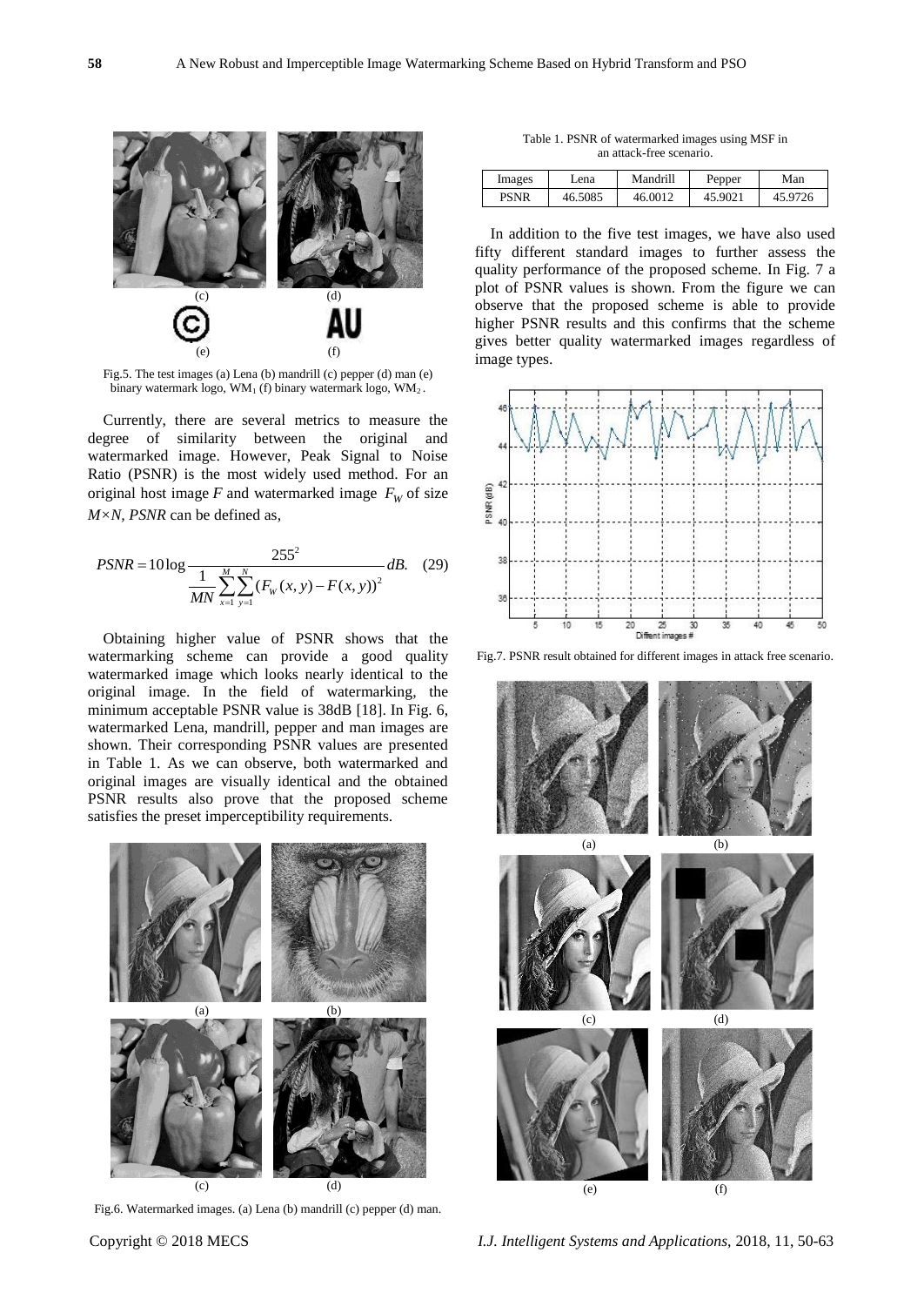(c) (d)

(e) (f)

Fig.5. The test images (a) Lena (b) mandrill (c) pepper (d) man (e) binary watermark logo, $WM_1$ (f) binary watermark logo, $WM_2$.

Currently, there are several metrics to measure the degree of similarity between the original and watermarked image. However, Peak Signal to Noise Ratio (PSNR) is the most widely used method. For an original host image $F$ and watermarked image $F_W$ of size $M \times N$, $PSNR$ can be defined as,

$$PSNR = 10\log \frac{255^2}{\frac{1}{MN}\sum_{x=1}^{M}\sum_{y=1}^{N}(F_W(x,y) - F(x,y))^2} dB. \quad (29)$$

Obtaining higher value of PSNR shows that the watermarking scheme can provide a good quality watermarked image which looks nearly identical to the original image. In the field of watermarking, the minimum acceptable PSNR value is 38dB [18]. In Fig. 6, watermarked Lena, mandrill, pepper and man images are shown. Their corresponding PSNR values are presented in Table 1. As we can observe, both watermarked and original images are visually identical and the obtained PSNR results also prove that the proposed scheme satisfies the preset imperceptibility requirements.

(a) (b)

(c) (d)

Fig.6. Watermarked images. (a) Lena (b) mandrill (c) pepper (d) man.

Table 1. PSNR of watermarked images using MSF in an attack-free scenario.

| Images | Lena | Mandrill | Pepper | Man |
|---|---|---|---|---|
| PSNR | 46.5085 | 46.0012 | 45.9021 | 45.9726 |

In addition to the five test images, we have also used fifty different standard images to further assess the quality performance of the proposed scheme. In Fig. 7 a plot of PSNR values is shown. From the figure we can observe that the proposed scheme is able to provide higher PSNR results and this confirms that the scheme gives better quality watermarked images regardless of image types.

Fig.7. PSNR result obtained for different images in attack free scenario.

(a) (b)

(c) (d)

(e) (f)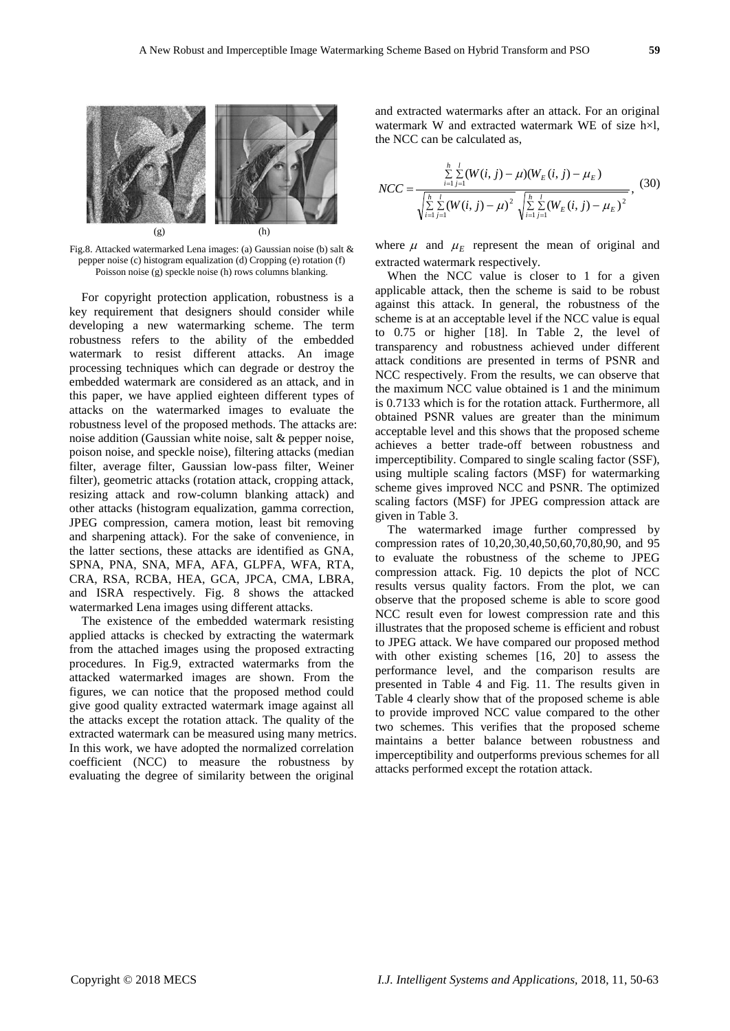(g) (h)

Fig.8. Attacked watermarked Lena images: (a) Gaussian noise (b) salt & pepper noise (c) histogram equalization (d) Cropping (e) rotation (f) Poisson noise (g) speckle noise (h) rows columns blanking.

For copyright protection application, robustness is a key requirement that designers should consider while developing a new watermarking scheme. The term robustness refers to the ability of the embedded watermark to resist different attacks. An image processing techniques which can degrade or destroy the embedded watermark are considered as an attack, and in this paper, we have applied eighteen different types of attacks on the watermarked images to evaluate the robustness level of the proposed methods. The attacks are: noise addition (Gaussian white noise, salt & pepper noise, poison noise, and speckle noise), filtering attacks (median filter, average filter, Gaussian low-pass filter, Weiner filter), geometric attacks (rotation attack, cropping attack, resizing attack and row-column blanking attack) and other attacks (histogram equalization, gamma correction, JPEG compression, camera motion, least bit removing and sharpening attack). For the sake of convenience, in the latter sections, these attacks are identified as GNA, SPNA, PNA, SNA, MFA, AFA, GLPFA, WFA, RTA, CRA, RSA, RCBA, HEA, GCA, JPCA, CMA, LBRA, and ISRA respectively. Fig. 8 shows the attacked watermarked Lena images using different attacks.

The existence of the embedded watermark resisting applied attacks is checked by extracting the watermark from the attached images using the proposed extracting procedures. In Fig.9, extracted watermarks from the attacked watermarked images are shown. From the figures, we can notice that the proposed method could give good quality extracted watermark image against all the attacks except the rotation attack. The quality of the extracted watermark can be measured using many metrics. In this work, we have adopted the normalized correlation coefficient (NCC) to measure the robustness by evaluating the degree of similarity between the original and extracted watermarks after an attack. For an original watermark W and extracted watermark WE of size h×l, the NCC can be calculated as,

$$NCC = \frac{\sum_{i=1}^{h}\sum_{j=1}^{l}(W(i,j)-\mu)(W_E(i,j)-\mu_E)}{\sqrt{\sum_{i=1}^{h}\sum_{j=1}^{l}(W(i,j)-\mu)^2}\sqrt{\sum_{i=1}^{h}\sum_{j=1}^{l}(W_E(i,j)-\mu_E)^2}}, \quad (30)$$

where $\mu$ and $\mu_E$ represent the mean of original and extracted watermark respectively.

When the NCC value is closer to 1 for a given applicable attack, then the scheme is said to be robust against this attack. In general, the robustness of the scheme is at an acceptable level if the NCC value is equal to 0.75 or higher [18]. In Table 2, the level of transparency and robustness achieved under different attack conditions are presented in terms of PSNR and NCC respectively. From the results, we can observe that the maximum NCC value obtained is 1 and the minimum is 0.7133 which is for the rotation attack. Furthermore, all obtained PSNR values are greater than the minimum acceptable level and this shows that the proposed scheme achieves a better trade-off between robustness and imperceptibility. Compared to single scaling factor (SSF), using multiple scaling factors (MSF) for watermarking scheme gives improved NCC and PSNR. The optimized scaling factors (MSF) for JPEG compression attack are given in Table 3.

The watermarked image further compressed by compression rates of 10,20,30,40,50,60,70,80,90, and 95 to evaluate the robustness of the scheme to JPEG compression attack. Fig. 10 depicts the plot of NCC results versus quality factors. From the plot, we can observe that the proposed scheme is able to score good NCC result even for lowest compression rate and this illustrates that the proposed scheme is efficient and robust to JPEG attack. We have compared our proposed method with other existing schemes [16, 20] to assess the performance level, and the comparison results are presented in Table 4 and Fig. 11. The results given in Table 4 clearly show that of the proposed scheme is able to provide improved NCC value compared to the other two schemes. This verifies that the proposed scheme maintains a better balance between robustness and imperceptibility and outperforms previous schemes for all attacks performed except the rotation attack.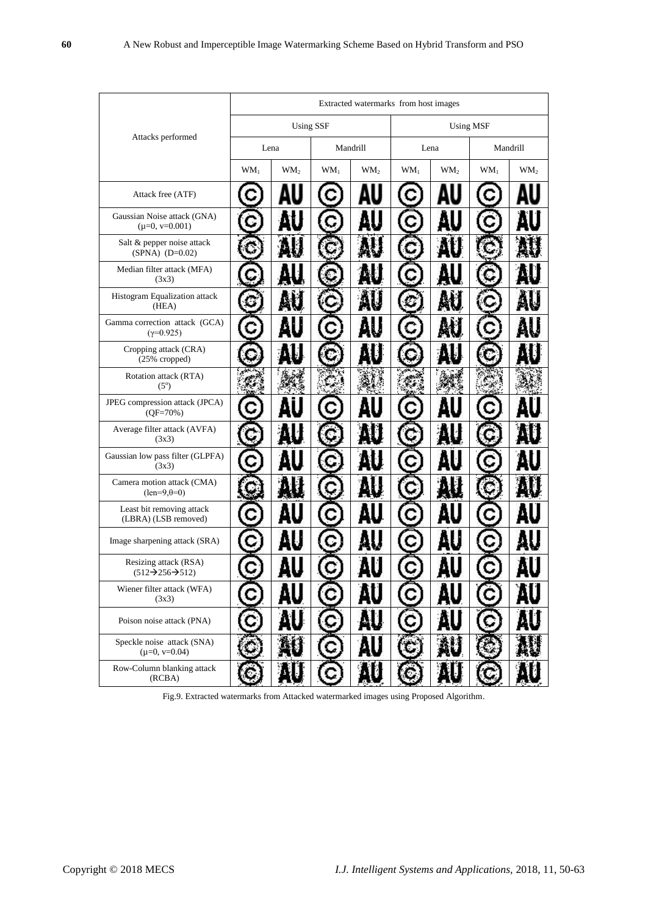| Attacks performed | Extracted watermarks from host images | | | | | | | |
|---|---|---|---|---|---|---|---|---|
| | Using SSF | | | | Using MSF | | | |
| | Lena | | Mandrill | | Lena | | Mandrill | |
| | $WM_1$ | $WM_2$ | $WM_1$ | $WM_2$ | $WM_1$ | $WM_2$ | $WM_1$ | $WM_2$ |
| Attack free (ATF) | | | | | | | | |
| Gaussian Noise attack (GNA) ($\mu$=0, v=0.001) | | | | | | | | |
| Salt & pepper noise attack (SPNA) (D=0.02) | | | | | | | | |
| Median filter attack (MFA) (3x3) | | | | | | | | |
| Histogram Equalization attack (HEA) | | | | | | | | |
| Gamma correction attack (GCA) ($\gamma$=0.925) | | | | | | | | |
| Cropping attack (CRA) (25% cropped) | | | | | | | | |
| Rotation attack (RTA) ($5^o$) | | | | | | | | |
| JPEG compression attack (JPCA) (QF=70%) | | | | | | | | |
| Average filter attack (AVFA) (3x3) | | | | | | | | |
| Gaussian low pass filter (GLPFA) (3x3) | | | | | | | | |
| Camera motion attack (CMA) (len=9,$\theta$=0) | | | | | | | | |
| Least bit removing attack (LBRA) (LSB removed) | | | | | | | | |
| Image sharpening attack (SRA) | | | | | | | | |
| Resizing attack (RSA) (512→256→512) | | | | | | | | |
| Wiener filter attack (WFA) (3x3) | | | | | | | | |
| Poison noise attack (PNA) | | | | | | | | |
| Speckle noise attack (SNA) ($\mu$=0, v=0.04) | | | | | | | | |
| Row-Column blanking attack (RCBA) | | | | | | | | |

Fig.9. Extracted watermarks from Attacked watermarked images using Proposed Algorithm.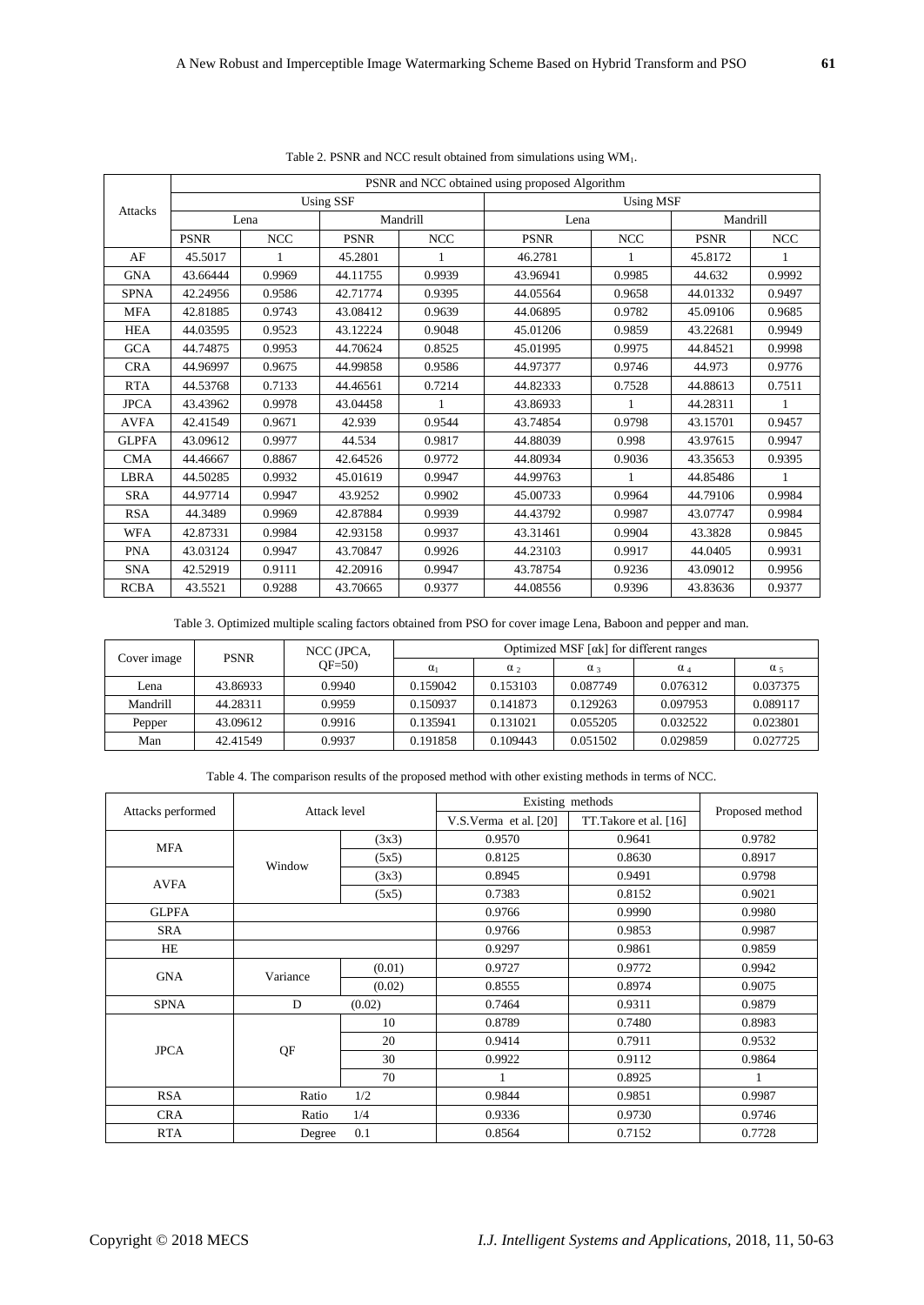Table 2. PSNR and NCC result obtained from simulations using $WM_1$.

| Attacks | PSNR and NCC obtained using proposed Algorithm | | | | | | | |
|---|---|---|---|---|---|---|---|---|
| | Using SSF | | | | Using MSF | | | |
| | Lena | | Mandrill | | Lena | | Mandrill | |
| | PSNR | NCC | PSNR | NCC | PSNR | NCC | PSNR | NCC |
| AF | 45.5017 | 1 | 45.2801 | 1 | 46.2781 | 1 | 45.8172 | 1 |
| GNA | 43.66444 | 0.9969 | 44.11755 | 0.9939 | 43.96941 | 0.9985 | 44.632 | 0.9992 |
| SPNA | 42.24956 | 0.9586 | 42.71774 | 0.9395 | 44.05564 | 0.9658 | 44.01332 | 0.9497 |
| MFA | 42.81885 | 0.9743 | 43.08412 | 0.9639 | 44.06895 | 0.9782 | 45.09106 | 0.9685 |
| HEA | 44.03595 | 0.9523 | 43.12224 | 0.9048 | 45.01206 | 0.9859 | 43.22681 | 0.9949 |
| GCA | 44.74875 | 0.9953 | 44.70624 | 0.8525 | 45.01995 | 0.9975 | 44.84521 | 0.9998 |
| CRA | 44.96997 | 0.9675 | 44.99858 | 0.9586 | 44.97377 | 0.9746 | 44.973 | 0.9776 |
| RTA | 44.53768 | 0.7133 | 44.46561 | 0.7214 | 44.82333 | 0.7528 | 44.88613 | 0.7511 |
| JPCA | 43.43962 | 0.9978 | 43.04458 | 1 | 43.86933 | 1 | 44.28311 | 1 |
| AVFA | 42.41549 | 0.9671 | 42.939 | 0.9544 | 43.74854 | 0.9798 | 43.15701 | 0.9457 |
| GLPFA | 43.09612 | 0.9977 | 44.534 | 0.9817 | 44.88039 | 0.998 | 43.97615 | 0.9947 |
| CMA | 44.46667 | 0.8867 | 42.64526 | 0.9772 | 44.80934 | 0.9036 | 43.35653 | 0.9395 |
| LBRA | 44.50285 | 0.9932 | 45.01619 | 0.9947 | 44.99763 | 1 | 44.85486 | 1 |
| SRA | 44.97714 | 0.9947 | 43.9252 | 0.9902 | 45.00733 | 0.9964 | 44.79106 | 0.9984 |
| RSA | 44.3489 | 0.9969 | 42.87884 | 0.9939 | 44.43792 | 0.9987 | 43.07747 | 0.9984 |
| WFA | 42.87331 | 0.9984 | 42.93158 | 0.9937 | 43.31461 | 0.9904 | 43.3828 | 0.9845 |
| PNA | 43.03124 | 0.9947 | 43.70847 | 0.9926 | 44.23103 | 0.9917 | 44.0405 | 0.9931 |
| SNA | 42.52919 | 0.9111 | 42.20916 | 0.9947 | 43.78754 | 0.9236 | 43.09012 | 0.9956 |
| RCBA | 43.5521 | 0.9288 | 43.70665 | 0.9377 | 44.08556 | 0.9396 | 43.83636 | 0.9377 |

Table 3. Optimized multiple scaling factors obtained from PSO for cover image Lena, Baboon and pepper and man.

| Cover image | PSNR | NCC (JPCA, QF=50) | Optimized MSF [αk] for different ranges | | | | |
|---|---|---|---|---|---|---|---|
| | | | $\alpha_1$ | $\alpha_2$ | $\alpha_3$ | $\alpha_4$ | $\alpha_5$ |
| Lena | 43.86933 | 0.9940 | 0.159042 | 0.153103 | 0.087749 | 0.076312 | 0.037375 |
| Mandrill | 44.28311 | 0.9959 | 0.150937 | 0.141873 | 0.129263 | 0.097953 | 0.089117 |
| Pepper | 43.09612 | 0.9916 | 0.135941 | 0.131021 | 0.055205 | 0.032522 | 0.023801 |
| Man | 42.41549 | 0.9937 | 0.191858 | 0.109443 | 0.051502 | 0.029859 | 0.027725 |

Table 4. The comparison results of the proposed method with other existing methods in terms of NCC.

| Attacks performed | Attack level | | Existing methods | | Proposed method |
|---|---|---|---|---|---|
| | | | V.S.Verma et al. [20] | TT.Takore et al. [16] | |
| MFA | Window | (3x3) | 0.9570 | 0.9641 | 0.9782 |
| | | (5x5) | 0.8125 | 0.8630 | 0.8917 |
| AVFA | | (3x3) | 0.8945 | 0.9491 | 0.9798 |
| | | (5x5) | 0.7383 | 0.8152 | 0.9021 |
| GLPFA | | | 0.9766 | 0.9990 | 0.9980 |
| SRA | | | 0.9766 | 0.9853 | 0.9987 |
| HE | | | 0.9297 | 0.9861 | 0.9859 |
| GNA | Variance | (0.01) | 0.9727 | 0.9772 | 0.9942 |
| | | (0.02) | 0.8555 | 0.8974 | 0.9075 |
| SPNA | D | (0.02) | 0.7464 | 0.9311 | 0.9879 |
| JPCA | QF | 10 | 0.8789 | 0.7480 | 0.8983 |
| | | 20 | 0.9414 | 0.7911 | 0.9532 |
| | | 30 | 0.9922 | 0.9112 | 0.9864 |
| | | 70 | 1 | 0.8925 | 1 |
| RSA | Ratio | 1/2 | 0.9844 | 0.9851 | 0.9987 |
| CRA | Ratio | 1/4 | 0.9336 | 0.9730 | 0.9746 |
| RTA | Degree | 0.1 | 0.8564 | 0.7152 | 0.7728 |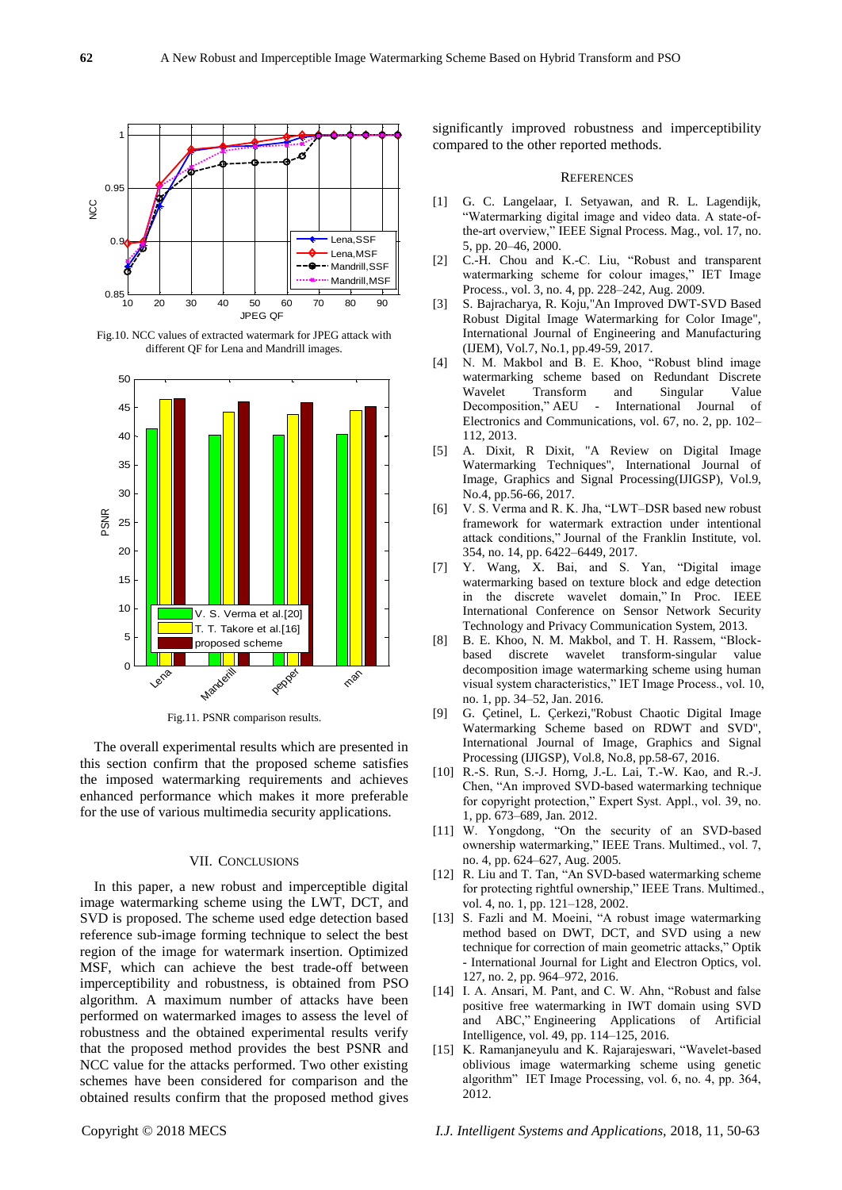Fig.10. NCC values of extracted watermark for JPEG attack with different QF for Lena and Mandrill images.

Fig.11. PSNR comparison results.

The overall experimental results which are presented in this section confirm that the proposed scheme satisfies the imposed watermarking requirements and achieves enhanced performance which makes it more preferable for the use of various multimedia security applications.

## VII. Conclusions

In this paper, a new robust and imperceptible digital image watermarking scheme using the LWT, DCT, and SVD is proposed. The scheme used edge detection based reference sub-image forming technique to select the best region of the image for watermark insertion. Optimized MSF, which can achieve the best trade-off between imperceptibility and robustness, is obtained from PSO algorithm. A maximum number of attacks have been performed on watermarked images to assess the level of robustness and the obtained experimental results verify that the proposed method provides the best PSNR and NCC value for the attacks performed. Two other existing schemes have been considered for comparison and the obtained results confirm that the proposed method gives significantly improved robustness and imperceptibility compared to the other reported methods.

## References

[1] G. C. Langelaar, I. Setyawan, and R. L. Lagendijk, "Watermarking digital image and video data. A state-of-the-art overview," IEEE Signal Process. Mag., vol. 17, no. 5, pp. 20–46, 2000.

[2] C.-H. Chou and K.-C. Liu, "Robust and transparent watermarking scheme for colour images," IET Image Process., vol. 3, no. 4, pp. 228–242, Aug. 2009.

[3] S. Bajracharya, R. Koju,"An Improved DWT-SVD Based Robust Digital Image Watermarking for Color Image", International Journal of Engineering and Manufacturing (IJEM), Vol.7, No.1, pp.49-59, 2017.

[4] N. M. Makbol and B. E. Khoo, "Robust blind image watermarking scheme based on Redundant Discrete Wavelet Transform and Singular Value Decomposition," AEU - International Journal of Electronics and Communications, vol. 67, no. 2, pp. 102–112, 2013.

[5] A. Dixit, R Dixit, "A Review on Digital Image Watermarking Techniques", International Journal of Image, Graphics and Signal Processing(IJIGSP), Vol.9, No.4, pp.56-66, 2017.

[6] V. S. Verma and R. K. Jha, "LWT–DSR based new robust framework for watermark extraction under intentional attack conditions," Journal of the Franklin Institute, vol. 354, no. 14, pp. 6422–6449, 2017.

[7] Y. Wang, X. Bai, and S. Yan, "Digital image watermarking based on texture block and edge detection in the discrete wavelet domain," In Proc. IEEE International Conference on Sensor Network Security Technology and Privacy Communication System, 2013.

[8] B. E. Khoo, N. M. Makbol, and T. H. Rassem, "Block-based discrete wavelet transform-singular value decomposition image watermarking scheme using human visual system characteristics," IET Image Process., vol. 10, no. 1, pp. 34–52, Jan. 2016.

[9] G. Çetinel, L. Çerkezi,"Robust Chaotic Digital Image Watermarking Scheme based on RDWT and SVD", International Journal of Image, Graphics and Signal Processing (IJIGSP), Vol.8, No.8, pp.58-67, 2016.

[10] R.-S. Run, S.-J. Horng, J.-L. Lai, T.-W. Kao, and R.-J. Chen, "An improved SVD-based watermarking technique for copyright protection," Expert Syst. Appl., vol. 39, no. 1, pp. 673–689, Jan. 2012.

[11] W. Yongdong, "On the security of an SVD-based ownership watermarking," IEEE Trans. Multimed., vol. 7, no. 4, pp. 624–627, Aug. 2005.

[12] R. Liu and T. Tan, "An SVD-based watermarking scheme for protecting rightful ownership," IEEE Trans. Multimed., vol. 4, no. 1, pp. 121–128, 2002.

[13] S. Fazli and M. Moeini, "A robust image watermarking method based on DWT, DCT, and SVD using a new technique for correction of main geometric attacks," Optik - International Journal for Light and Electron Optics, vol. 127, no. 2, pp. 964–972, 2016.

[14] I. A. Ansari, M. Pant, and C. W. Ahn, "Robust and false positive free watermarking in IWT domain using SVD and ABC," Engineering Applications of Artificial Intelligence, vol. 49, pp. 114–125, 2016.

[15] K. Ramanjaneyulu and K. Rajarajeswari, "Wavelet-based oblivious image watermarking scheme using genetic algorithm" IET Image Processing, vol. 6, no. 4, pp. 364, 2012.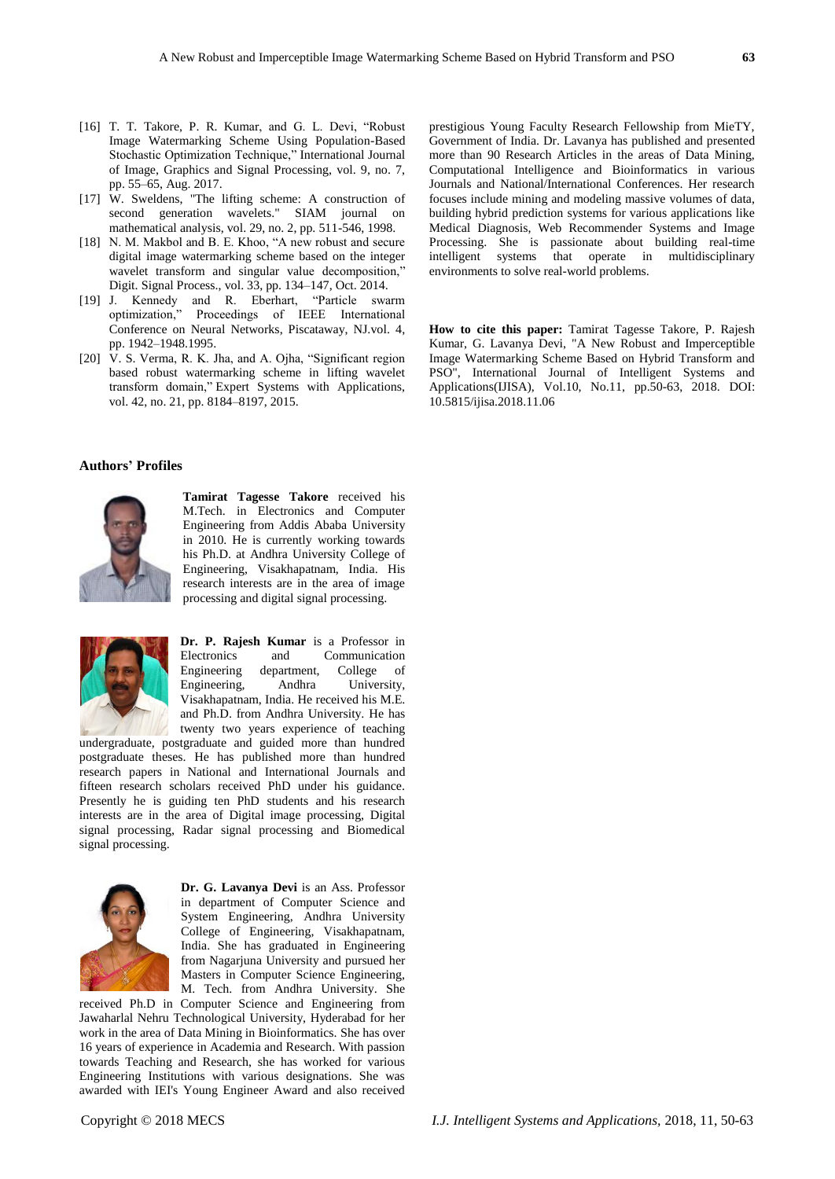[16] T. T. Takore, P. R. Kumar, and G. L. Devi, "Robust Image Watermarking Scheme Using Population-Based Stochastic Optimization Technique," International Journal of Image, Graphics and Signal Processing, vol. 9, no. 7, pp. 55–65, Aug. 2017.

[17] W. Sweldens, "The lifting scheme: A construction of second generation wavelets." SIAM journal on mathematical analysis, vol. 29, no. 2, pp. 511-546, 1998.

[18] N. M. Makbol and B. E. Khoo, "A new robust and secure digital image watermarking scheme based on the integer wavelet transform and singular value decomposition," Digit. Signal Process., vol. 33, pp. 134–147, Oct. 2014.

[19] J. Kennedy and R. Eberhart, "Particle swarm optimization," Proceedings of IEEE International Conference on Neural Networks, Piscataway, NJ.vol. 4, pp. 1942–1948.1995.

[20] V. S. Verma, R. K. Jha, and A. Ojha, "Significant region based robust watermarking scheme in lifting wavelet transform domain," Expert Systems with Applications, vol. 42, no. 21, pp. 8184–8197, 2015.

## Authors' Profiles

**Tamirat Tagesse Takore** received his M.Tech. in Electronics and Computer Engineering from Addis Ababa University in 2010. He is currently working towards his Ph.D. at Andhra University College of Engineering, Visakhapatnam, India. His research interests are in the area of image processing and digital signal processing.

**Dr. P. Rajesh Kumar** is a Professor in Electronics and Communication Engineering department, College of Engineering, Andhra University, Visakhapatnam, India. He received his M.E. and Ph.D. from Andhra University. He has twenty two years experience of teaching undergraduate, postgraduate and guided more than hundred postgraduate theses. He has published more than hundred research papers in National and International Journals and fifteen research scholars received PhD under his guidance. Presently he is guiding ten PhD students and his research interests are in the area of Digital image processing, Digital signal processing, Radar signal processing and Biomedical signal processing.

**Dr. G. Lavanya Devi** is an Ass. Professor in department of Computer Science and System Engineering, Andhra University College of Engineering, Visakhapatnam, India. She has graduated in Engineering from Nagarjuna University and pursued her Masters in Computer Science Engineering, M. Tech. from Andhra University. She received Ph.D in Computer Science and Engineering from Jawaharlal Nehru Technological University, Hyderabad for her work in the area of Data Mining in Bioinformatics. She has over 16 years of experience in Academia and Research. With passion towards Teaching and Research, she has worked for various Engineering Institutions with various designations. She was awarded with IEI's Young Engineer Award and also received prestigious Young Faculty Research Fellowship from MieTY, Government of India. Dr. Lavanya has published and presented more than 90 Research Articles in the areas of Data Mining, Computational Intelligence and Bioinformatics in various Journals and National/International Conferences. Her research focuses include mining and modeling massive volumes of data, building hybrid prediction systems for various applications like Medical Diagnosis, Web Recommender Systems and Image Processing. She is passionate about building real-time intelligent systems that operate in multidisciplinary environments to solve real-world problems.

**How to cite this paper:** Tamirat Tagesse Takore, P. Rajesh Kumar, G. Lavanya Devi, "A New Robust and Imperceptible Image Watermarking Scheme Based on Hybrid Transform and PSO", International Journal of Intelligent Systems and Applications(IJISA), Vol.10, No.11, pp.50-63, 2018. DOI: 10.5815/ijisa.2018.11.06